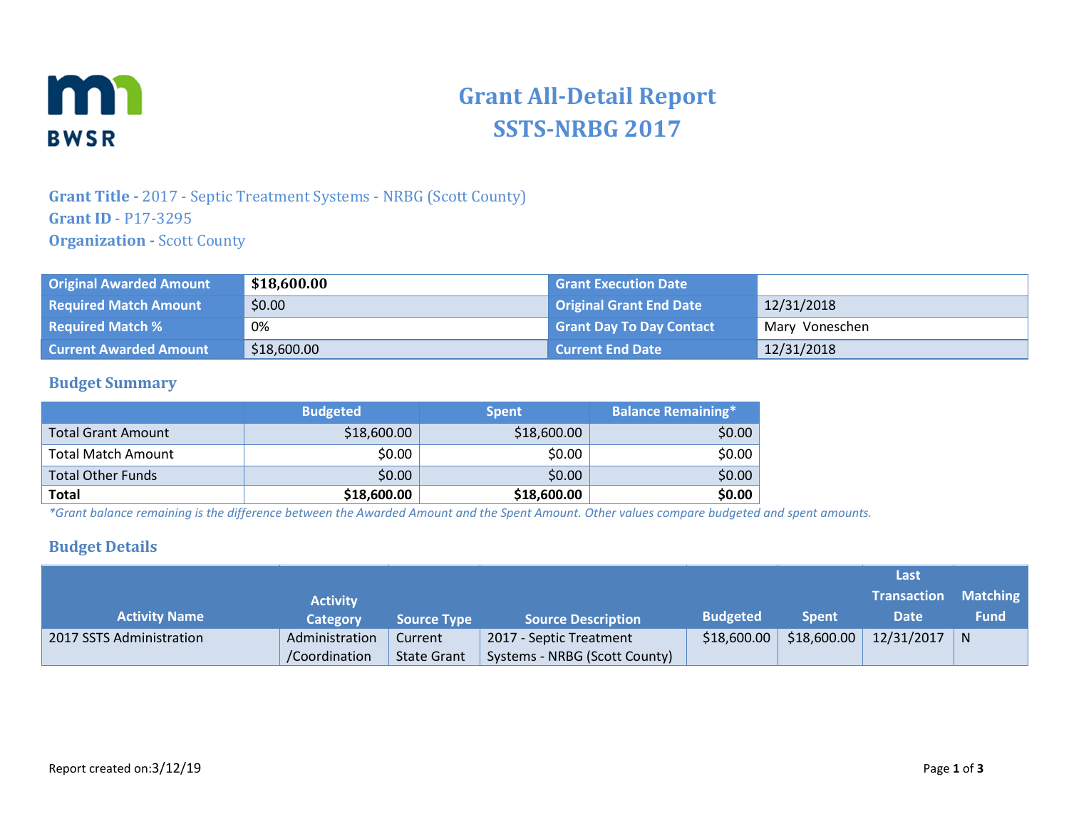# Grant All-Detail Report
# SSTS-NRBG 2017

**Grant Title -** 2017 - Septic Treatment Systems - NRBG (Scott County)
**Grant ID** - P17-3295
**Organization -** Scott County

| Original Awarded Amount | **$18,600.00** | Grant Execution Date | |
|---|---|---|---|
| Required Match Amount | $0.00 | Original Grant End Date | 12/31/2018 |
| Required Match % | 0% | Grant Day To Day Contact | Mary Voneschen |
| Current Awarded Amount | $18,600.00 | Current End Date | 12/31/2018 |

## Budget Summary

| | Budgeted | Spent | Balance Remaining* |
|---|---|---|---|
| Total Grant Amount | $18,600.00 | $18,600.00 | $0.00 |
| Total Match Amount | $0.00 | $0.00 | $0.00 |
| Total Other Funds | $0.00 | $0.00 | $0.00 |
| **Total** | **$18,600.00** | **$18,600.00** | **$0.00** |

*\*Grant balance remaining is the difference between the Awarded Amount and the Spent Amount. Other values compare budgeted and spent amounts.*

## Budget Details

| Activity Name | Activity Category | Source Type | Source Description | Budgeted | Spent | Last Transaction Date | Matching Fund |
|---|---|---|---|---|---|---|---|
| 2017 SSTS Administration | Administration /Coordination | Current State Grant | 2017 - Septic Treatment Systems - NRBG (Scott County) | $18,600.00 | $18,600.00 | 12/31/2017 | N |

Report created on:3/12/19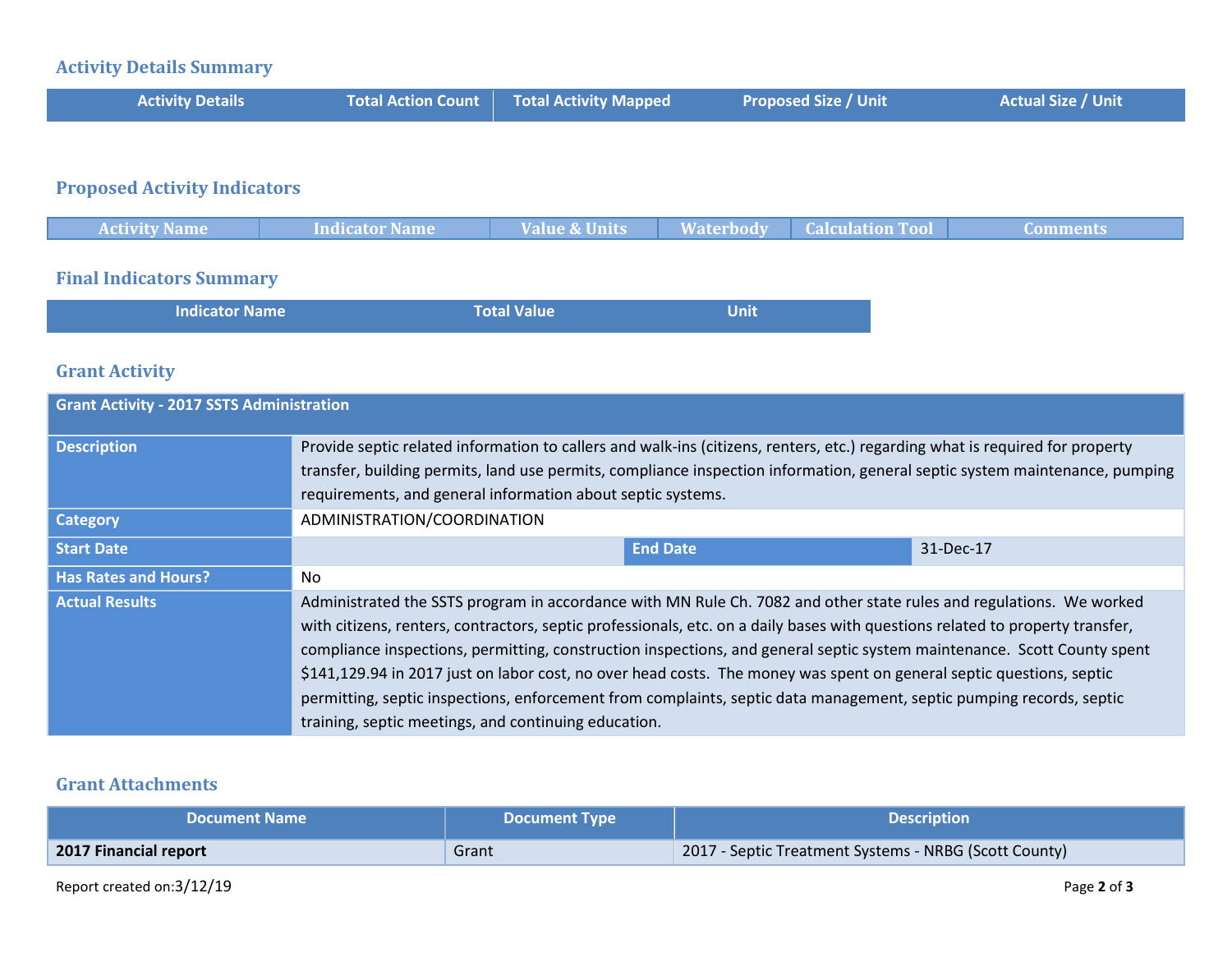## Activity Details Summary

| Activity Details | Total Action Count | Total Activity Mapped | Proposed Size / Unit | Actual Size / Unit |
|---|---|---|---|---|

## Proposed Activity Indicators

| Activity Name | Indicator Name | Value & Units | Waterbody | Calculation Tool | Comments |
|---|---|---|---|---|---|

## Final Indicators Summary

| Indicator Name | Total Value | Unit |
|---|---|---|

## Grant Activity

| Grant Activity - 2017 SSTS Administration | | | |
|---|---|---|---|
| **Description** | Provide septic related information to callers and walk-ins (citizens, renters, etc.) regarding what is required for property transfer, building permits, land use permits, compliance inspection information, general septic system maintenance, pumping requirements, and general information about septic systems. | | |
| **Category** | ADMINISTRATION/COORDINATION | | |
| **Start Date** | | **End Date** | 31-Dec-17 |
| **Has Rates and Hours?** | No | | |
| **Actual Results** | Administrated the SSTS program in accordance with MN Rule Ch. 7082 and other state rules and regulations. We worked with citizens, renters, contractors, septic professionals, etc. on a daily bases with questions related to property transfer, compliance inspections, permitting, construction inspections, and general septic system maintenance. Scott County spent $141,129.94 in 2017 just on labor cost, no over head costs. The money was spent on general septic questions, septic permitting, septic inspections, enforcement from complaints, septic data management, septic pumping records, septic training, septic meetings, and continuing education. | | |

## Grant Attachments

| Document Name | Document Type | Description |
|---|---|---|
| **2017 Financial report** | Grant | 2017 - Septic Treatment Systems - NRBG (Scott County) |

Report created on:3/12/19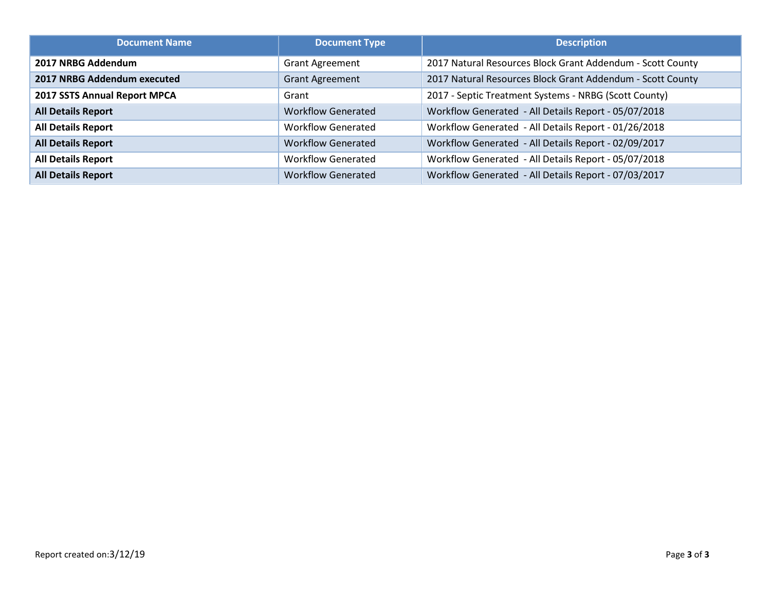| Document Name | Document Type | Description |
| --- | --- | --- |
| **2017 NRBG Addendum** | Grant Agreement | 2017 Natural Resources Block Grant Addendum - Scott County |
| **2017 NRBG Addendum executed** | Grant Agreement | 2017 Natural Resources Block Grant Addendum - Scott County |
| **2017 SSTS Annual Report MPCA** | Grant | 2017 - Septic Treatment Systems - NRBG (Scott County) |
| **All Details Report** | Workflow Generated | Workflow Generated - All Details Report - 05/07/2018 |
| **All Details Report** | Workflow Generated | Workflow Generated - All Details Report - 01/26/2018 |
| **All Details Report** | Workflow Generated | Workflow Generated - All Details Report - 02/09/2017 |
| **All Details Report** | Workflow Generated | Workflow Generated - All Details Report - 05/07/2018 |
| **All Details Report** | Workflow Generated | Workflow Generated - All Details Report - 07/03/2017 |

Report created on:3/12/19